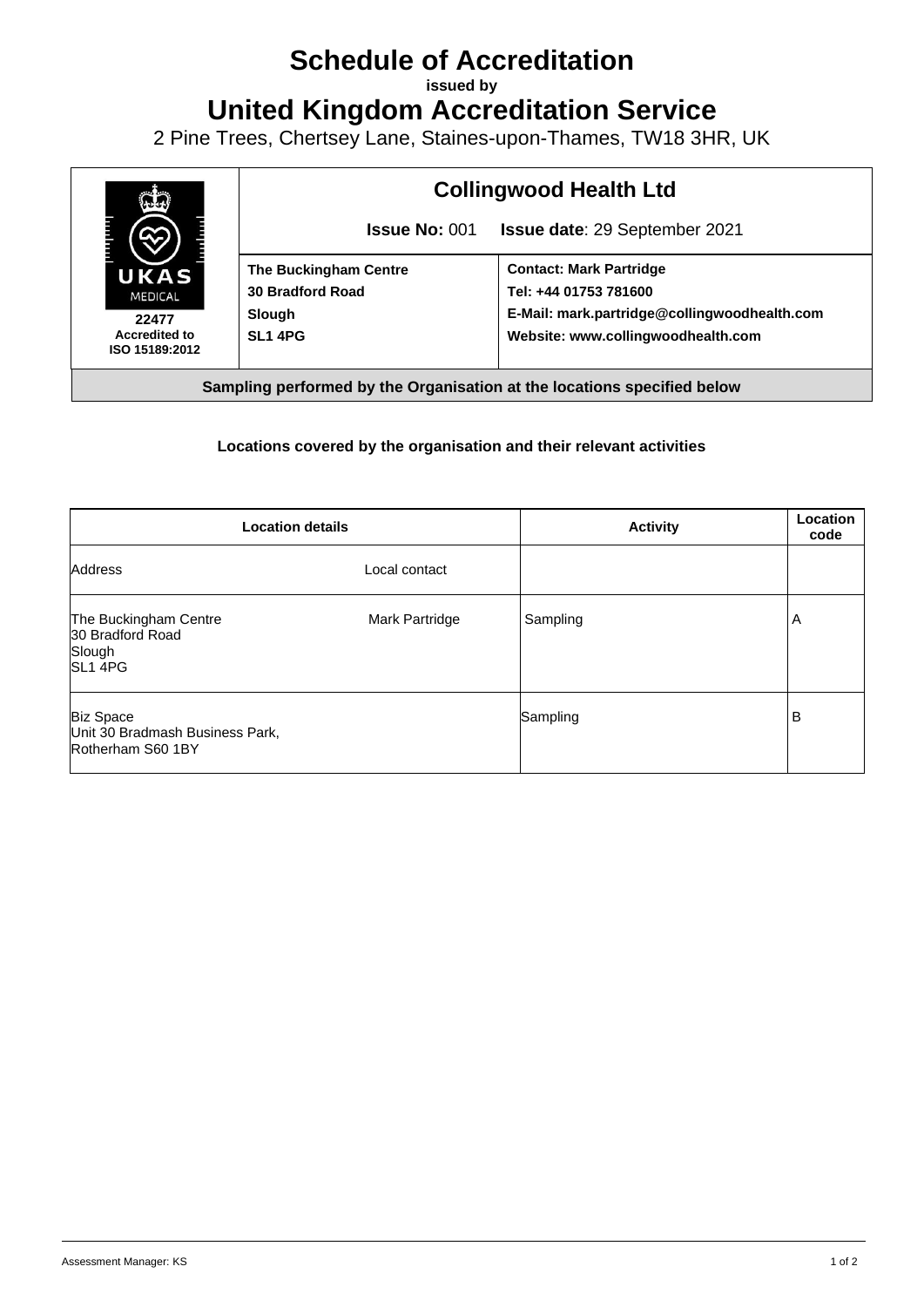# Schedule of Accreditation

**issued by**

# United Kingdom Accreditation Service

2 Pine Trees, Chertsey Lane, Staines-upon-Thames, TW18 3HR, UK

UKAS MEDICAL

**22477**
**Accredited to ISO 15189:2012**

## Collingwood Health Ltd

**Issue No:** 001 **Issue date**: 29 September 2021

| | |
|---|---|
| **The Buckingham Centre**<br>**30 Bradford Road**<br>**Slough**<br>**SL1 4PG** | **Contact: Mark Partridge**<br>**Tel: +44 01753 781600**<br>**E-Mail: mark.partridge@collingwoodhealth.com**<br>**Website: www.collingwoodhealth.com** |

**Sampling performed by the Organisation at the locations specified below**

**Locations covered by the organisation and their relevant activities**

| Location details | | Activity | Location code |
|---|---|---|---|
| Address | Local contact | | |
| The Buckingham Centre<br>30 Bradford Road<br>Slough<br>SL1 4PG | Mark Partridge | Sampling | A |
| Biz Space<br>Unit 30 Bradmash Business Park,<br>Rotherham S60 1BY | | Sampling | B |

Assessment Manager: KS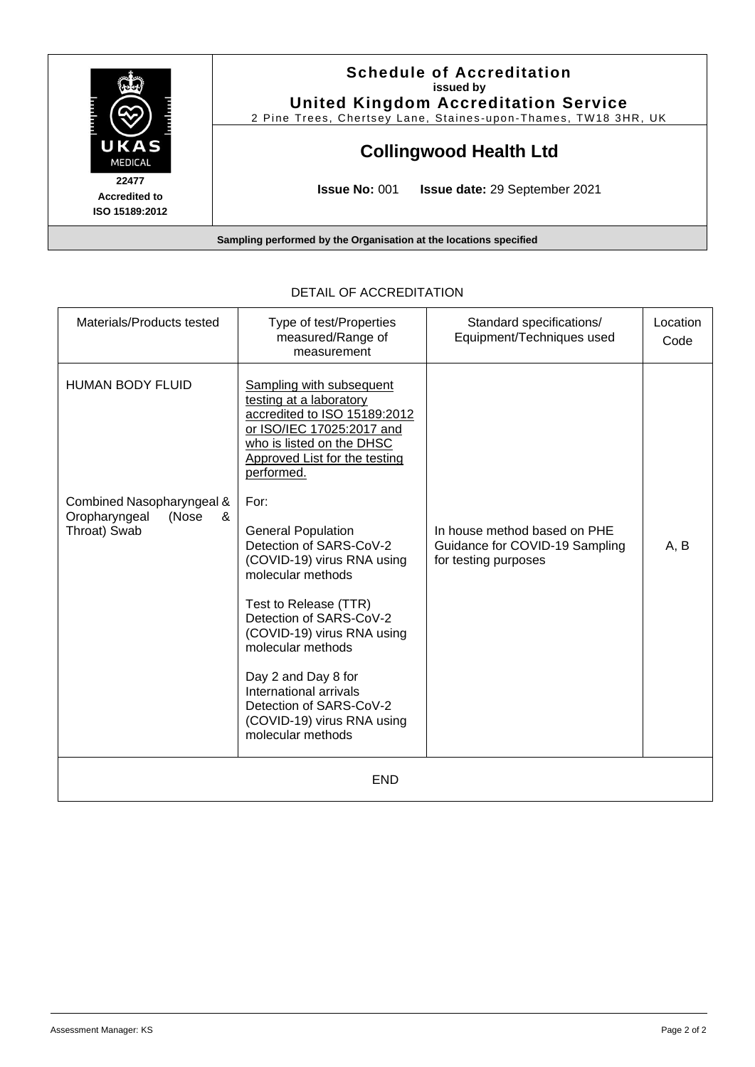| | |
|---|---|
| UKAS MEDICAL<br>22477<br>**Accredited to ISO 15189:2012** | **Schedule of Accreditation**<br>**issued by**<br>**United Kingdom Accreditation Service**<br>2 Pine Trees, Chertsey Lane, Staines-upon-Thames, TW18 3HR, UK |
| | **Collingwood Health Ltd** |
| | **Issue No:** 001 **Issue date:** 29 September 2021 |

**Sampling performed by the Organisation at the locations specified**

DETAIL OF ACCREDITATION

| Materials/Products tested | Type of test/Properties measured/Range of measurement | Standard specifications/ Equipment/Techniques used | Location Code |
|---|---|---|---|
| HUMAN BODY FLUID | Sampling with subsequent testing at a laboratory accredited to ISO 15189:2012 or ISO/IEC 17025:2017 and who is listed on the DHSC Approved List for the testing performed. | | |
| Combined Nasopharyngeal & Oropharyngeal (Nose & Throat) Swab | For:<br><br>General Population Detection of SARS-CoV-2 (COVID-19) virus RNA using molecular methods<br><br>Test to Release (TTR) Detection of SARS-CoV-2 (COVID-19) virus RNA using molecular methods<br><br>Day 2 and Day 8 for International arrivals Detection of SARS-CoV-2 (COVID-19) virus RNA using molecular methods | In house method based on PHE Guidance for COVID-19 Sampling for testing purposes | A, B |

END

Assessment Manager: KS